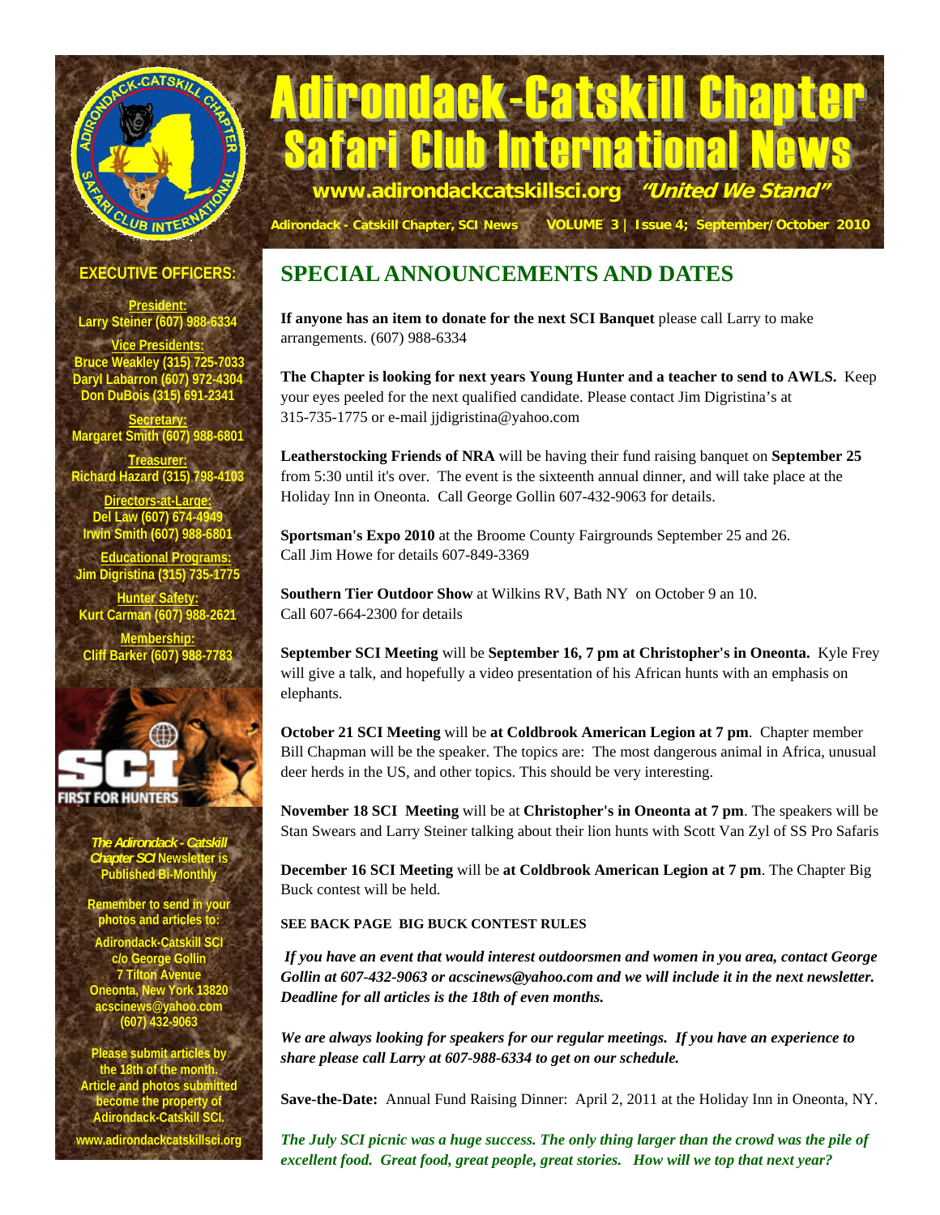# Adirondack-Catskill Chapter Safari Club International News

www.adirondackcatskillsci.org *"United We Stand"*

Adirondack - Catskill Chapter, SCI News VOLUME 3 | Issue 4; September/October 2010

## SPECIAL ANNOUNCEMENTS AND DATES

**If anyone has an item to donate for the next SCI Banquet** please call Larry to make arrangements. (607) 988-6334

**The Chapter is looking for next years Young Hunter and a teacher to send to AWLS.** Keep your eyes peeled for the next qualified candidate. Please contact Jim Digristina's at 315-735-1775 or e-mail jjdigristina@yahoo.com

**Leatherstocking Friends of NRA** will be having their fund raising banquet on **September 25** from 5:30 until it's over. The event is the sixteenth annual dinner, and will take place at the Holiday Inn in Oneonta. Call George Gollin 607-432-9063 for details.

**Sportsman's Expo 2010** at the Broome County Fairgrounds September 25 and 26. Call Jim Howe for details 607-849-3369

**Southern Tier Outdoor Show** at Wilkins RV, Bath NY on October 9 an 10. Call 607-664-2300 for details

**September SCI Meeting** will be **September 16, 7 pm at Christopher's in Oneonta.** Kyle Frey will give a talk, and hopefully a video presentation of his African hunts with an emphasis on elephants.

**October 21 SCI Meeting** will be **at Coldbrook American Legion at 7 pm**. Chapter member Bill Chapman will be the speaker. The topics are: The most dangerous animal in Africa, unusual deer herds in the US, and other topics. This should be very interesting.

**November 18 SCI Meeting** will be at **Christopher's in Oneonta at 7 pm**. The speakers will be Stan Swears and Larry Steiner talking about their lion hunts with Scott Van Zyl of SS Pro Safaris

**December 16 SCI Meeting** will be **at Coldbrook American Legion at 7 pm**. The Chapter Big Buck contest will be held.

**SEE BACK PAGE BIG BUCK CONTEST RULES**

***If you have an event that would interest outdoorsmen and women in you area, contact George Gollin at 607-432-9063 or acscinews@yahoo.com and we will include it in the next newsletter. Deadline for all articles is the 18th of even months.***

***We are always looking for speakers for our regular meetings. If you have an experience to share please call Larry at 607-988-6334 to get on our schedule.***

**Save-the-Date:** Annual Fund Raising Dinner: April 2, 2011 at the Holiday Inn in Oneonta, NY.

***The July SCI picnic was a huge success. The only thing larger than the crowd was the pile of excellent food. Great food, great people, great stories. How will we top that next year?***

### EXECUTIVE OFFICERS:

**President:**
Larry Steiner (607) 988-6334

**Vice Presidents:**
Bruce Weakley (315) 725-7033
Daryl Labarron (607) 972-4304
Don DuBois (315) 691-2341

**Secretary:**
Margaret Smith (607) 988-6801

**Treasurer:**
Richard Hazard (315) 798-4103

**Directors-at-Large:**
Del Law (607) 674-4949
Irwin Smith (607) 988-6801

**Educational Programs:**
Jim Digristina (315) 735-1775

**Hunter Safety:**
Kurt Carman (607) 988-2621

**Membership:**
Cliff Barker (607) 988-7783

SCI FIRST FOR HUNTERS

*The Adirondack - Catskill Chapter SCI* Newsletter is Published Bi-Monthly

Remember to send in your photos and articles to:

Adirondack-Catskill SCI
c/o George Gollin
7 Tilton Avenue
Oneonta, New York 13820
acscinews@yahoo.com
(607) 432-9063

Please submit articles by the 18th of the month. Article and photos submitted become the property of Adirondack-Catskill SCI.

www.adirondackcatskillsci.org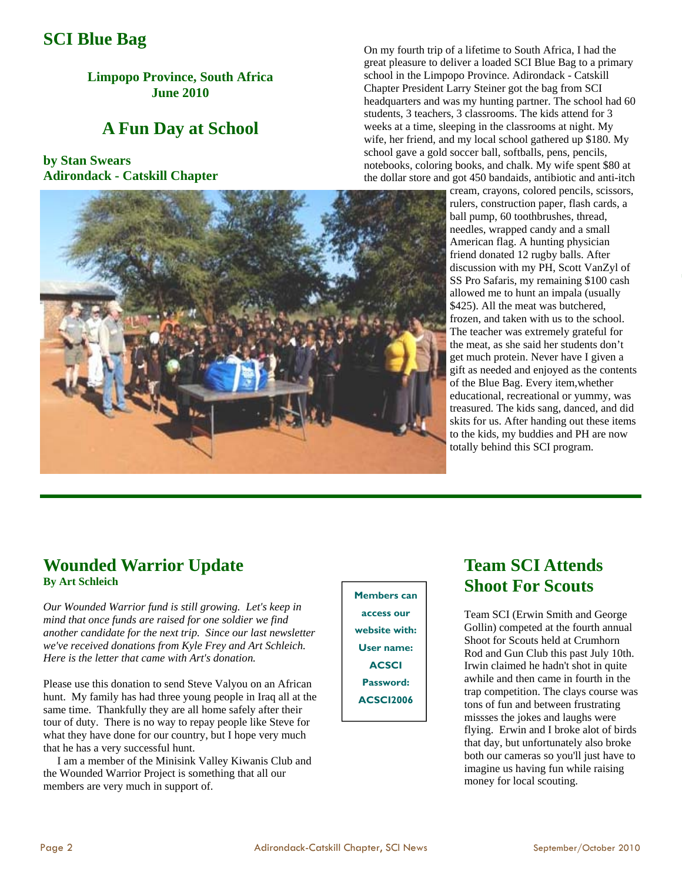# SCI Blue Bag

**Limpopo Province, South Africa**
**June 2010**

## A Fun Day at School

**by Stan Swears**
**Adirondack - Catskill Chapter**

On my fourth trip of a lifetime to South Africa, I had the great pleasure to deliver a loaded SCI Blue Bag to a primary school in the Limpopo Province. Adirondack - Catskill Chapter President Larry Steiner got the bag from SCI headquarters and was my hunting partner. The school had 60 students, 3 teachers, 3 classrooms. The kids attend for 3 weeks at a time, sleeping in the classrooms at night. My wife, her friend, and my local school gathered up $180. My school gave a gold soccer ball, softballs, pens, pencils, notebooks, coloring books, and chalk. My wife spent $80 at the dollar store and got 450 bandaids, antibiotic and anti-itch cream, crayons, colored pencils, scissors, rulers, construction paper, flash cards, a ball pump, 60 toothbrushes, thread, needles, wrapped candy and a small American flag. A hunting physician friend donated 12 rugby balls. After discussion with my PH, Scott VanZyl of SS Pro Safaris, my remaining $100 cash allowed me to hunt an impala (usually $425). All the meat was butchered, frozen, and taken with us to the school. The teacher was extremely grateful for the meat, as she said her students don't get much protein. Never have I given a gift as needed and enjoyed as the contents of the Blue Bag. Every item,whether educational, recreational or yummy, was treasured. The kids sang, danced, and did skits for us. After handing out these items to the kids, my buddies and PH are now totally behind this SCI program.

---

## Wounded Warrior Update

**By Art Schleich**

*Our Wounded Warrior fund is still growing. Let's keep in mind that once funds are raised for one soldier we find another candidate for the next trip. Since our last newsletter we've received donations from Kyle Frey and Art Schleich. Here is the letter that came with Art's donation.*

Please use this donation to send Steve Valyou on an African hunt. My family has had three young people in Iraq all at the same time. Thankfully they are all home safely after their tour of duty. There is no way to repay people like Steve for what they have done for our country, but I hope very much that he has a very successful hunt.

I am a member of the Minisink Valley Kiwanis Club and the Wounded Warrior Project is something that all our members are very much in support of.

**Members can access our website with:**
**User name: ACSCI**
**Password: ACSCI2006**

## Team SCI Attends Shoot For Scouts

Team SCI (Erwin Smith and George Gollin) competed at the fourth annual Shoot for Scouts held at Crumhorn Rod and Gun Club this past July 10th. Irwin claimed he hadn't shot in quite awhile and then came in fourth in the trap competition. The clays course was tons of fun and between frustrating missses the jokes and laughs were flying. Erwin and I broke alot of birds that day, but unfortunately also broke both our cameras so you'll just have to imagine us having fun while raising money for local scouting.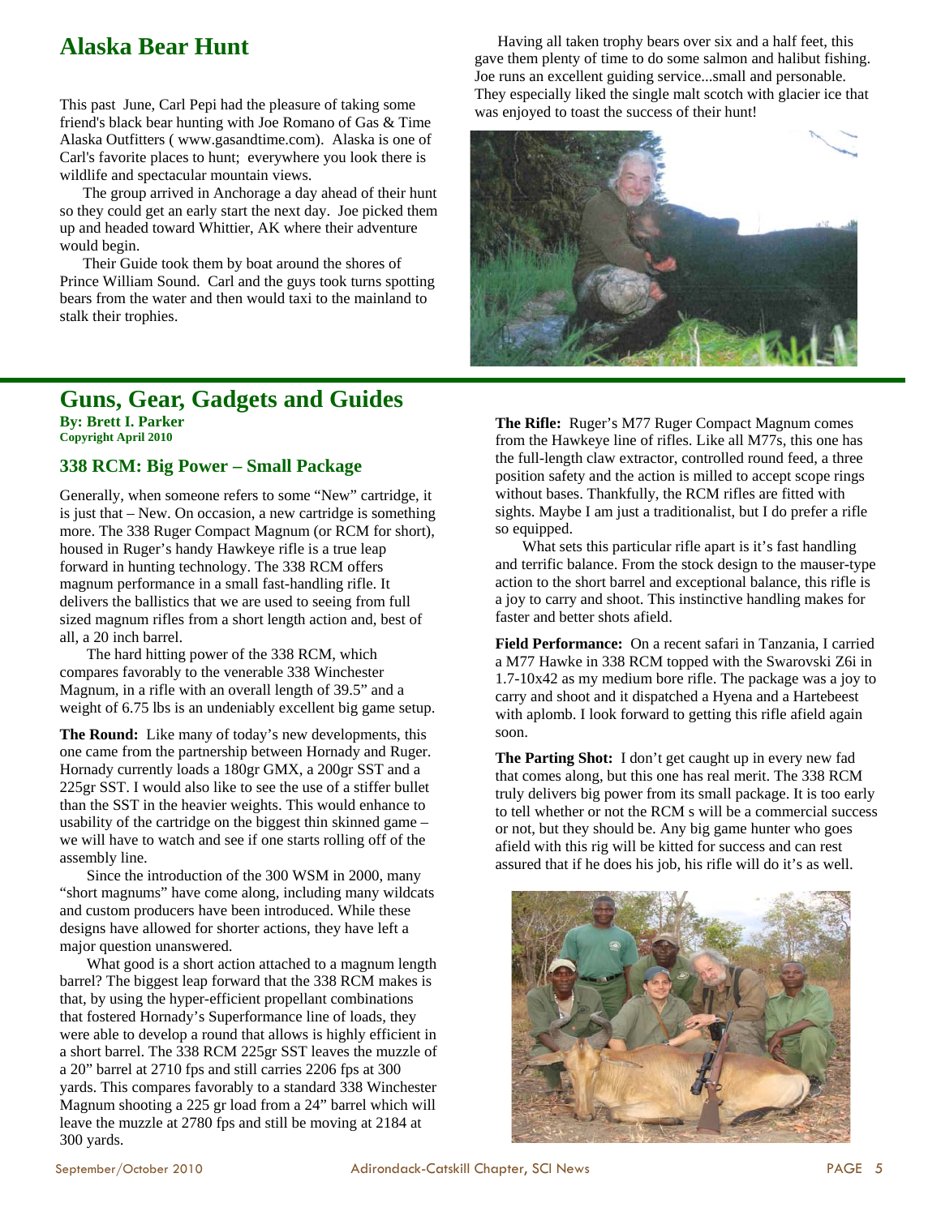## Alaska Bear Hunt

This past June, Carl Pepi had the pleasure of taking some friend's black bear hunting with Joe Romano of Gas & Time Alaska Outfitters ( www.gasandtime.com). Alaska is one of Carl's favorite places to hunt; everywhere you look there is wildlife and spectacular mountain views.

The group arrived in Anchorage a day ahead of their hunt so they could get an early start the next day. Joe picked them up and headed toward Whittier, AK where their adventure would begin.

Their Guide took them by boat around the shores of Prince William Sound. Carl and the guys took turns spotting bears from the water and then would taxi to the mainland to stalk their trophies.

Having all taken trophy bears over six and a half feet, this gave them plenty of time to do some salmon and halibut fishing. Joe runs an excellent guiding service...small and personable. They especially liked the single malt scotch with glacier ice that was enjoyed to toast the success of their hunt!

## Guns, Gear, Gadgets and Guides

**By: Brett I. Parker**
**Copyright April 2010**

### 338 RCM: Big Power – Small Package

Generally, when someone refers to some "New" cartridge, it is just that – New. On occasion, a new cartridge is something more. The 338 Ruger Compact Magnum (or RCM for short), housed in Ruger's handy Hawkeye rifle is a true leap forward in hunting technology. The 338 RCM offers magnum performance in a small fast-handling rifle. It delivers the ballistics that we are used to seeing from full sized magnum rifles from a short length action and, best of all, a 20 inch barrel.

The hard hitting power of the 338 RCM, which compares favorably to the venerable 338 Winchester Magnum, in a rifle with an overall length of 39.5" and a weight of 6.75 lbs is an undeniably excellent big game setup.

**The Round:** Like many of today's new developments, this one came from the partnership between Hornady and Ruger. Hornady currently loads a 180gr GMX, a 200gr SST and a 225gr SST. I would also like to see the use of a stiffer bullet than the SST in the heavier weights. This would enhance to usability of the cartridge on the biggest thin skinned game – we will have to watch and see if one starts rolling off of the assembly line.

Since the introduction of the 300 WSM in 2000, many "short magnums" have come along, including many wildcats and custom producers have been introduced. While these designs have allowed for shorter actions, they have left a major question unanswered.

What good is a short action attached to a magnum length barrel? The biggest leap forward that the 338 RCM makes is that, by using the hyper-efficient propellant combinations that fostered Hornady's Superformance line of loads, they were able to develop a round that allows is highly efficient in a short barrel. The 338 RCM 225gr SST leaves the muzzle of a 20" barrel at 2710 fps and still carries 2206 fps at 300 yards. This compares favorably to a standard 338 Winchester Magnum shooting a 225 gr load from a 24" barrel which will leave the muzzle at 2780 fps and still be moving at 2184 at 300 yards.

**The Rifle:** Ruger's M77 Ruger Compact Magnum comes from the Hawkeye line of rifles. Like all M77s, this one has the full-length claw extractor, controlled round feed, a three position safety and the action is milled to accept scope rings without bases. Thankfully, the RCM rifles are fitted with sights. Maybe I am just a traditionalist, but I do prefer a rifle so equipped.

What sets this particular rifle apart is it's fast handling and terrific balance. From the stock design to the mauser-type action to the short barrel and exceptional balance, this rifle is a joy to carry and shoot. This instinctive handling makes for faster and better shots afield.

**Field Performance:** On a recent safari in Tanzania, I carried a M77 Hawke in 338 RCM topped with the Swarovski Z6i in 1.7-10x42 as my medium bore rifle. The package was a joy to carry and shoot and it dispatched a Hyena and a Hartebeest with aplomb. I look forward to getting this rifle afield again soon.

**The Parting Shot:** I don't get caught up in every new fad that comes along, but this one has real merit. The 338 RCM truly delivers big power from its small package. It is too early to tell whether or not the RCM s will be a commercial success or not, but they should be. Any big game hunter who goes afield with this rig will be kitted for success and can rest assured that if he does his job, his rifle will do it's as well.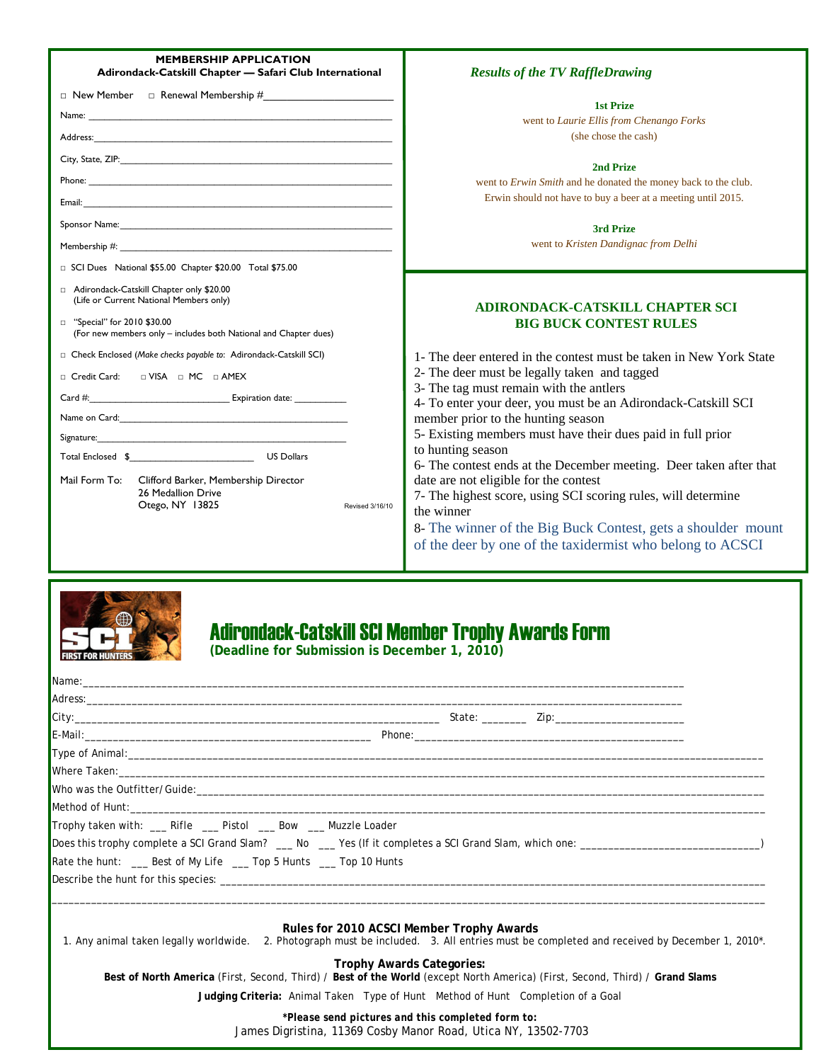## MEMBERSHIP APPLICATION

**Adirondack-Catskill Chapter — Safari Club International**

□ New Member □ Renewal Membership #________________________

Name: ________________________________________________

Address: ______________________________________________

City, State, ZIP: _______________________________________

Phone: ________________________________________________

Email: ________________________________________________

Sponsor Name: _________________________________________

Membership #: _________________________________________

□ SCI Dues National $55.00 Chapter $20.00 Total $75.00

□ Adirondack-Catskill Chapter only $20.00
(Life or Current National Members only)

□ "Special" for 2010 $30.00
(For new members only – includes both National and Chapter dues)

□ Check Enclosed (*Make checks payable to*: Adirondack-Catskill SCI)

□ Credit Card: □ VISA □ MC □ AMEX

Card #: ___________________________ Expiration date: __________

Name on Card: _____________________________________________

Signature: _________________________________________________

Total Enclosed $________________________ US Dollars

Mail Form To: Clifford Barker, Membership Director
26 Medallion Drive
Otego, NY 13825

Revised 3/16/10

## *Results of the TV RaffleDrawing*

**1st Prize**
went to *Laurie Ellis from Chenango Forks*
(she chose the cash)

**2nd Prize**
went to *Erwin Smith* and he donated the money back to the club.
Erwin should not have to buy a beer at a meeting until 2015.

**3rd Prize**
went to *Kristen Dandignac from Delhi*

## ADIRONDACK-CATSKILL CHAPTER SCI BIG BUCK CONTEST RULES

1- The deer entered in the contest must be taken in New York State
2- The deer must be legally taken and tagged
3- The tag must remain with the antlers
4- To enter your deer, you must be an Adirondack-Catskill SCI member prior to the hunting season
5- Existing members must have their dues paid in full prior to hunting season
6- The contest ends at the December meeting. Deer taken after that date are not eligible for the contest
7- The highest score, using SCI scoring rules, will determine the winner
8- The winner of the Big Buck Contest, gets a shoulder mount of the deer by one of the taxidermist who belong to ACSCI

## Adirondack-Catskill SCI Member Trophy Awards Form

**(Deadline for Submission is December 1, 2010)**

Name: ______________________________________________________________

Adress: _____________________________________________________________

City: ________________________________________ State: ________ Zip: ____________________

E-Mail: _________________________________ Phone: __________________________________

Type of Animal: ______________________________________________________

Where Taken: ________________________________________________________

Who was the Outfitter/Guide: _________________________________________

Method of Hunt: ______________________________________________________

Trophy taken with: ___ Rifle ___ Pistol ___ Bow ___ Muzzle Loader

Does this trophy complete a SCI Grand Slam? ___ No ___ Yes (If it completes a SCI Grand Slam, which one: ______________________________)

Rate the hunt: ___ Best of My Life ___ Top 5 Hunts ___ Top 10 Hunts

Describe the hunt for this species: _____________________________________

______________________________________________________________________

**Rules for 2010 ACSCI Member Trophy Awards**

1. Any animal taken legally worldwide. 2. Photograph must be included. 3. All entries must be completed and received by December 1, 2010*.

**Trophy Awards Categories:**

**Best of North America** (First, Second, Third) / **Best of the World** (except North America) (First, Second, Third) / **Grand Slams**

**Judging Criteria:** Animal Taken Type of Hunt Method of Hunt Completion of a Goal

***Please send pictures and this completed form to:**

James Digristina, 11369 Cosby Manor Road, Utica NY, 13502-7703